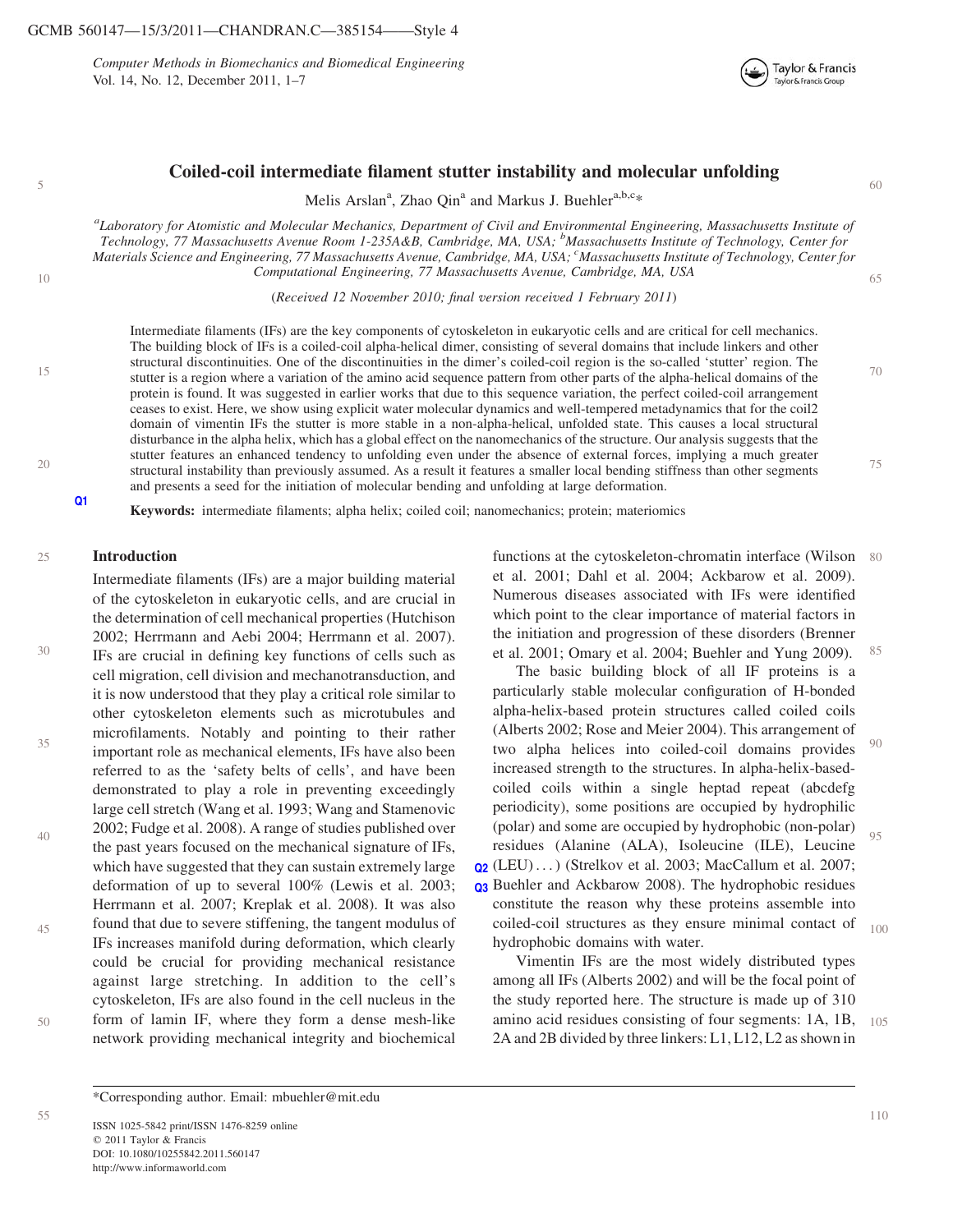# Coiled-coil intermediate filament stutter instability and molecular unfolding

Melis Arslan[a], Zhao Qin[a] and Markus J. Buehler[a,b,c]*

[a]*Laboratory for Atomistic and Molecular Mechanics, Department of Civil and Environmental Engineering, Massachusetts Institute of Technology, 77 Massachusetts Avenue Room 1-235A&B, Cambridge, MA, USA;* [b]*Massachusetts Institute of Technology, Center for Materials Science and Engineering, 77 Massachusetts Avenue, Cambridge, MA, USA;* [c]*Massachusetts Institute of Technology, Center for Computational Engineering, 77 Massachusetts Avenue, Cambridge, MA, USA*

(*Received 12 November 2010; final version received 1 February 2011*)

Intermediate filaments (IFs) are the key components of cytoskeleton in eukaryotic cells and are critical for cell mechanics. The building block of IFs is a coiled-coil alpha-helical dimer, consisting of several domains that include linkers and other structural discontinuities. One of the discontinuities in the dimer's coiled-coil region is the so-called 'stutter' region. The stutter is a region where a variation of the amino acid sequence pattern from other parts of the alpha-helical domains of the protein is found. It was suggested in earlier works that due to this sequence variation, the perfect coiled-coil arrangement ceases to exist. Here, we show using explicit water molecular dynamics and well-tempered metadynamics that for the coil2 domain of vimentin IFs the stutter is more stable in a non-alpha-helical, unfolded state. This causes a local structural disturbance in the alpha helix, which has a global effect on the nanomechanics of the structure. Our analysis suggests that the stutter features an enhanced tendency to unfolding even under the absence of external forces, implying a much greater structural instability than previously assumed. As a result it features a smaller local bending stiffness than other segments and presents a seed for the initiation of molecular bending and unfolding at large deformation.

**Keywords:** intermediate filaments; alpha helix; coiled coil; nanomechanics; protein; materiomics

## Introduction

Intermediate filaments (IFs) are a major building material of the cytoskeleton in eukaryotic cells, and are crucial in the determination of cell mechanical properties (Hutchison 2002; Herrmann and Aebi 2004; Herrmann et al. 2007). IFs are crucial in defining key functions of cells such as cell migration, cell division and mechanotransduction, and it is now understood that they play a critical role similar to other cytoskeleton elements such as microtubules and microfilaments. Notably and pointing to their rather important role as mechanical elements, IFs have also been referred to as the 'safety belts of cells', and have been demonstrated to play a role in preventing exceedingly large cell stretch (Wang et al. 1993; Wang and Stamenovic 2002; Fudge et al. 2008). A range of studies published over the past years focused on the mechanical signature of IFs, which have suggested that they can sustain extremely large deformation of up to several 100% (Lewis et al. 2003; Herrmann et al. 2007; Kreplak et al. 2008). It was also found that due to severe stiffening, the tangent modulus of IFs increases manifold during deformation, which clearly could be crucial for providing mechanical resistance against large stretching. In addition to the cell's cytoskeleton, IFs are also found in the cell nucleus in the form of lamin IF, where they form a dense mesh-like network providing mechanical integrity and biochemical functions at the cytoskeleton-chromatin interface (Wilson et al. 2001; Dahl et al. 2004; Ackbarow et al. 2009). Numerous diseases associated with IFs were identified which point to the clear importance of material factors in the initiation and progression of these disorders (Brenner et al. 2001; Omary et al. 2004; Buehler and Yung 2009).

The basic building block of all IF proteins is a particularly stable molecular configuration of H-bonded alpha-helix-based protein structures called coiled coils (Alberts 2002; Rose and Meier 2004). This arrangement of two alpha helices into coiled-coil domains provides increased strength to the structures. In alpha-helix-based-coiled coils within a single heptad repeat (abcdefg periodicity), some positions are occupied by hydrophilic (polar) and some are occupied by hydrophobic (non-polar) residues (Alanine (ALA), Isoleucine (ILE), Leucine (LEU)...) (Strelkov et al. 2003; MacCallum et al. 2007; Buehler and Ackbarow 2008). The hydrophobic residues constitute the reason why these proteins assemble into coiled-coil structures as they ensure minimal contact of hydrophobic domains with water.

Vimentin IFs are the most widely distributed types among all IFs (Alberts 2002) and will be the focal point of the study reported here. The structure is made up of 310 amino acid residues consisting of four segments: 1A, 1B, 2A and 2B divided by three linkers: L1, L12, L2 as shown in

*Corresponding author. Email: mbuehler@mit.edu

ISSN 1025-5842 print/ISSN 1476-8259 online
© 2011 Taylor & Francis
DOI: 10.1080/10255842.2011.560147
http://www.informaworld.com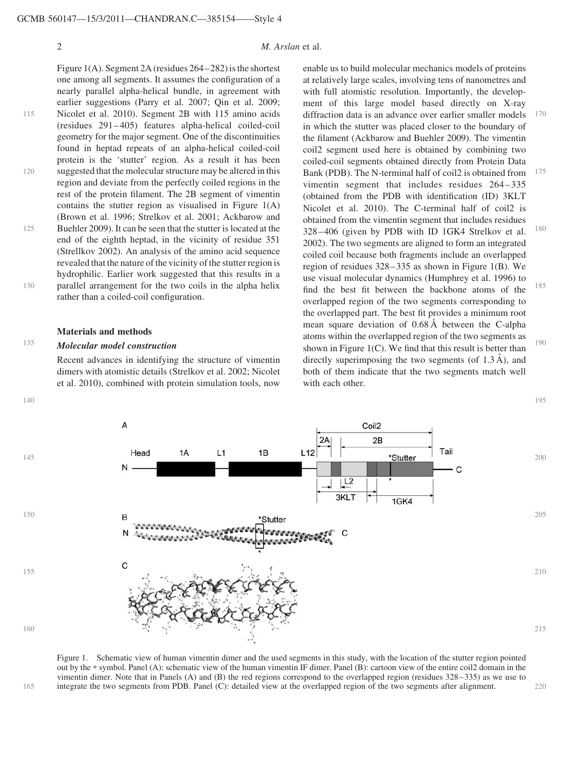Figure 1(A). Segment 2A (residues 264–282) is the shortest one among all segments. It assumes the configuration of a nearly parallel alpha-helical bundle, in agreement with earlier suggestions (Parry et al. 2007; Qin et al. 2009; Nicolet et al. 2010). Segment 2B with 115 amino acids (residues 291–405) features alpha-helical coiled-coil geometry for the major segment. One of the discontinuities found in heptad repeats of an alpha-helical coiled-coil protein is the 'stutter' region. As a result it has been suggested that the molecular structure may be altered in this region and deviate from the perfectly coiled regions in the rest of the protein filament. The 2B segment of vimentin contains the stutter region as visualised in Figure 1(A) (Brown et al. 1996; Strelkov et al. 2001; Ackbarow and Buehler 2009). It can be seen that the stutter is located at the end of the eighth heptad, in the vicinity of residue 351 (Strellkov 2002). An analysis of the amino acid sequence revealed that the nature of the vicinity of the stutter region is hydrophilic. Earlier work suggested that this results in a parallel arrangement for the two coils in the alpha helix rather than a coiled-coil configuration.

## Materials and methods

### *Molecular model construction*

Recent advances in identifying the structure of vimentin dimers with atomistic details (Strelkov et al. 2002; Nicolet et al. 2010), combined with protein simulation tools, now enable us to build molecular mechanics models of proteins at relatively large scales, involving tens of nanometres and with full atomistic resolution. Importantly, the development of this large model based directly on X-ray diffraction data is an advance over earlier smaller models in which the stutter was placed closer to the boundary of the filament (Ackbarow and Buehler 2009). The vimentin coil2 segment used here is obtained by combining two coiled-coil segments obtained directly from Protein Data Bank (PDB). The N-terminal half of coil2 is obtained from vimentin segment that includes residues 264–335 (obtained from the PDB with identification (ID) 3KLT Nicolet et al. 2010). The C-terminal half of coil2 is obtained from the vimentin segment that includes residues 328–406 (given by PDB with ID 1GK4 Strelkov et al. 2002). The two segments are aligned to form an integrated coiled coil because both fragments include an overlapped region of residues 328–335 as shown in Figure 1(B). We use visual molecular dynamics (Humphrey et al. 1996) to find the best fit between the backbone atoms of the overlapped region of the two segments corresponding to the overlapped part. The best fit provides a minimum root mean square deviation of 0.68 Å between the C-alpha atoms within the overlapped region of the two segments as shown in Figure 1(C). We find that this result is better than directly superimposing the two segments (of 1.3 Å), and both of them indicate that the two segments match well with each other.

Figure 1. Schematic view of human vimentin dimer and the used segments in this study, with the location of the stutter region pointed out by the * symbol. Panel (A): schematic view of the human vimentin IF dimer. Panel (B): cartoon view of the entire coil2 domain in the vimentin dimer. Note that in Panels (A) and (B) the red regions correspond to the overlapped region (residues 328–335) as we use to integrate the two segments from PDB. Panel (C): detailed view at the overlapped region of the two segments after alignment.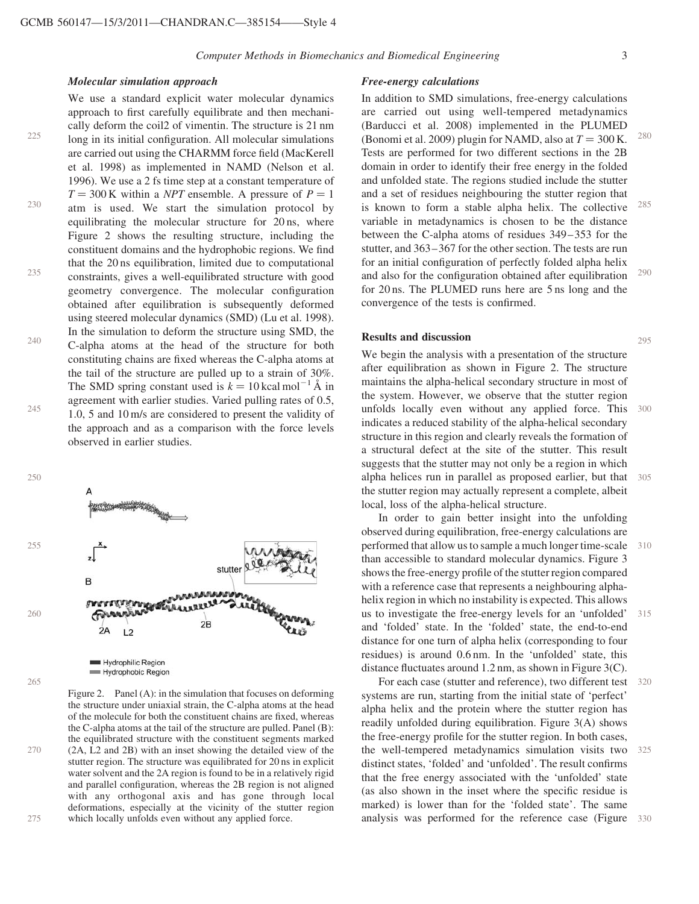### Molecular simulation approach

We use a standard explicit water molecular dynamics approach to first carefully equilibrate and then mechanically deform the coil2 of vimentin. The structure is 21 nm long in its initial configuration. All molecular simulations are carried out using the CHARMM force field (MacKerell et al. 1998) as implemented in NAMD (Nelson et al. 1996). We use a 2 fs time step at a constant temperature of $T = 300\,\mathrm{K}$ within a *NPT* ensemble. A pressure of $P = 1$ atm is used. We start the simulation protocol by equilibrating the molecular structure for 20 ns, where Figure 2 shows the resulting structure, including the constituent domains and the hydrophobic regions. We find that the 20 ns equilibration, limited due to computational constraints, gives a well-equilibrated structure with good geometry convergence. The molecular configuration obtained after equilibration is subsequently deformed using steered molecular dynamics (SMD) (Lu et al. 1998). In the simulation to deform the structure using SMD, the C-alpha atoms at the head of the structure for both constituting chains are fixed whereas the C-alpha atoms at the tail of the structure are pulled up to a strain of 30%. The SMD spring constant used is $k = 10\,\mathrm{kcal\,mol^{-1}\,\AA}$ in agreement with earlier studies. Varied pulling rates of 0.5, 1.0, 5 and 10 m/s are considered to present the validity of the approach and as a comparison with the force levels observed in earlier studies.

Figure 2. Panel (A): in the simulation that focuses on deforming the structure under uniaxial strain, the C-alpha atoms at the head of the molecule for both the constituent chains are fixed, whereas the C-alpha atoms at the tail of the structure are pulled. Panel (B): the equilibrated structure with the constituent segments marked (2A, L2 and 2B) with an inset showing the detailed view of the stutter region. The structure was equilibrated for 20 ns in explicit water solvent and the 2A region is found to be in a relatively rigid and parallel configuration, whereas the 2B region is not aligned with any orthogonal axis and has gone through local deformations, especially at the vicinity of the stutter region which locally unfolds even without any applied force.

### Free-energy calculations

In addition to SMD simulations, free-energy calculations are carried out using well-tempered metadynamics (Barducci et al. 2008) implemented in the PLUMED (Bonomi et al. 2009) plugin for NAMD, also at $T = 300\,\mathrm{K}$. Tests are performed for two different sections in the 2B domain in order to identify their free energy in the folded and unfolded state. The regions studied include the stutter and a set of residues neighbouring the stutter region that is known to form a stable alpha helix. The collective variable in metadynamics is chosen to be the distance between the C-alpha atoms of residues 349–353 for the stutter, and 363–367 for the other section. The tests are run for an initial configuration of perfectly folded alpha helix and also for the configuration obtained after equilibration for 20 ns. The PLUMED runs here are 5 ns long and the convergence of the tests is confirmed.

## Results and discussion

We begin the analysis with a presentation of the structure after equilibration as shown in Figure 2. The structure maintains the alpha-helical secondary structure in most of the system. However, we observe that the stutter region unfolds locally even without any applied force. This indicates a reduced stability of the alpha-helical secondary structure in this region and clearly reveals the formation of a structural defect at the site of the stutter. This result suggests that the stutter may not only be a region in which alpha helices run in parallel as proposed earlier, but that the stutter region may actually represent a complete, albeit local, loss of the alpha-helical structure.

In order to gain better insight into the unfolding observed during equilibration, free-energy calculations are performed that allow us to sample a much longer time-scale than accessible to standard molecular dynamics. Figure 3 shows the free-energy profile of the stutter region compared with a reference case that represents a neighbouring alpha-helix region in which no instability is expected. This allows us to investigate the free-energy levels for an 'unfolded' and 'folded' state. In the 'folded' state, the end-to-end distance for one turn of alpha helix (corresponding to four residues) is around 0.6 nm. In the 'unfolded' state, this distance fluctuates around 1.2 nm, as shown in Figure 3(C).

For each case (stutter and reference), two different test systems are run, starting from the initial state of 'perfect' alpha helix and the protein where the stutter region has readily unfolded during equilibration. Figure 3(A) shows the free-energy profile for the stutter region. In both cases, the well-tempered metadynamics simulation visits two distinct states, 'folded' and 'unfolded'. The result confirms that the free energy associated with the 'unfolded' state (as also shown in the inset where the specific residue is marked) is lower than for the 'folded state'. The same analysis was performed for the reference case (Figure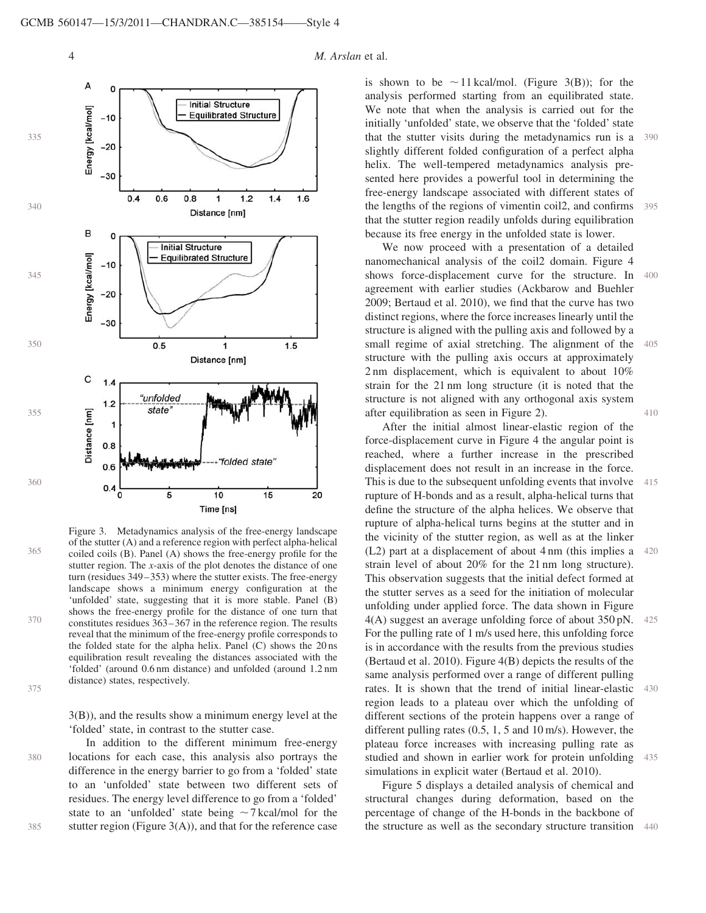Figure 3. Metadynamics analysis of the free-energy landscape of the stutter (A) and a reference region with perfect alpha-helical coiled coils (B). Panel (A) shows the free-energy profile for the stutter region. The x-axis of the plot denotes the distance of one turn (residues 349–353) where the stutter exists. The free-energy landscape shows a minimum energy configuration at the 'unfolded' state, suggesting that it is more stable. Panel (B) shows the free-energy profile for the distance of one turn that constitutes residues 363–367 in the reference region. The results reveal that the minimum of the free-energy profile corresponds to the folded state for the alpha helix. Panel (C) shows the 20 ns equilibration result revealing the distances associated with the 'folded' (around 0.6 nm distance) and unfolded (around 1.2 nm distance) states, respectively.

3(B)), and the results show a minimum energy level at the 'folded' state, in contrast to the stutter case.

In addition to the different minimum free-energy locations for each case, this analysis also portrays the difference in the energy barrier to go from a 'folded' state to an 'unfolded' state between two different sets of residues. The energy level difference to go from a 'folded' state to an 'unfolded' state being ~7 kcal/mol for the stutter region (Figure 3(A)), and that for the reference case is shown to be ~11 kcal/mol. (Figure 3(B)); for the analysis performed starting from an equilibrated state. We note that when the analysis is carried out for the initially 'unfolded' state, we observe that the 'folded' state that the stutter visits during the metadynamics run is a slightly different folded configuration of a perfect alpha helix. The well-tempered metadynamics analysis presented here provides a powerful tool in determining the free-energy landscape associated with different states of the lengths of the regions of vimentin coil2, and confirms that the stutter region readily unfolds during equilibration because its free energy in the unfolded state is lower.

We now proceed with a presentation of a detailed nanomechanical analysis of the coil2 domain. Figure 4 shows force-displacement curve for the structure. In agreement with earlier studies (Ackbarow and Buehler 2009; Bertaud et al. 2010), we find that the curve has two distinct regions, where the force increases linearly until the structure is aligned with the pulling axis and followed by a small regime of axial stretching. The alignment of the structure with the pulling axis occurs at approximately 2 nm displacement, which is equivalent to about 10% strain for the 21 nm long structure (it is noted that the structure is not aligned with any orthogonal axis system after equilibration as seen in Figure 2).

After the initial almost linear-elastic region of the force-displacement curve in Figure 4 the angular point is reached, where a further increase in the prescribed displacement does not result in an increase in the force. This is due to the subsequent unfolding events that involve rupture of H-bonds and as a result, alpha-helical turns that define the structure of the alpha helices. We observe that rupture of alpha-helical turns begins at the stutter and in the vicinity of the stutter region, as well as at the linker (L2) part at a displacement of about 4 nm (this implies a strain level of about 20% for the 21 nm long structure). This observation suggests that the initial defect formed at the stutter serves as a seed for the initiation of molecular unfolding under applied force. The data shown in Figure 4(A) suggest an average unfolding force of about 350 pN. For the pulling rate of 1 m/s used here, this unfolding force is in accordance with the results from the previous studies (Bertaud et al. 2010). Figure 4(B) depicts the results of the same analysis performed over a range of different pulling rates. It is shown that the trend of initial linear-elastic region leads to a plateau over which the unfolding of different sections of the protein happens over a range of different pulling rates (0.5, 1, 5 and 10 m/s). However, the plateau force increases with increasing pulling rate as studied and shown in earlier work for protein unfolding simulations in explicit water (Bertaud et al. 2010).

Figure 5 displays a detailed analysis of chemical and structural changes during deformation, based on the percentage of change of the H-bonds in the backbone of the structure as well as the secondary structure transition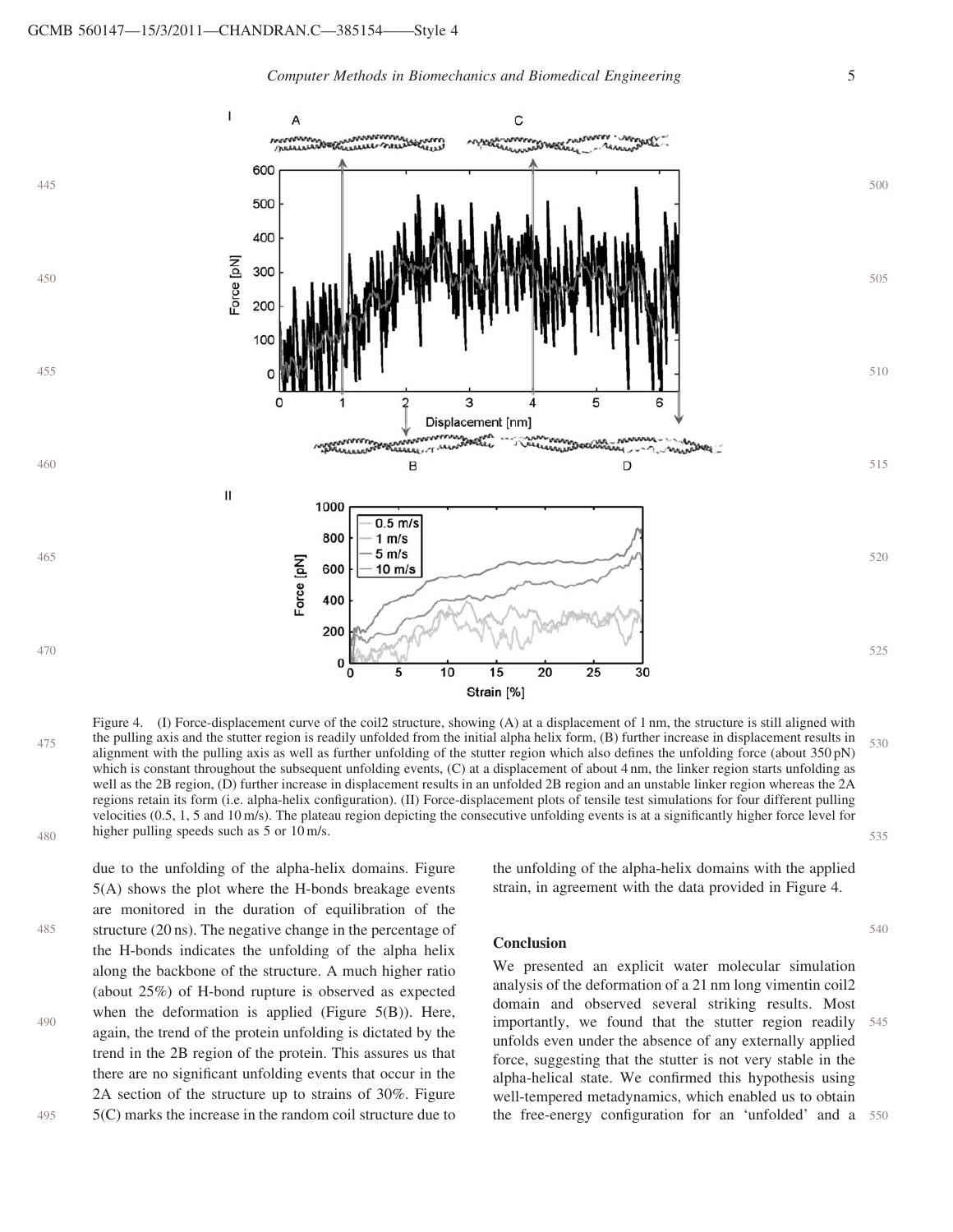Figure 4. (I) Force-displacement curve of the coil2 structure, showing (A) at a displacement of 1 nm, the structure is still aligned with the pulling axis and the stutter region is readily unfolded from the initial alpha helix form, (B) further increase in displacement results in alignment with the pulling axis as well as further unfolding of the stutter region which also defines the unfolding force (about 350 pN) which is constant throughout the subsequent unfolding events, (C) at a displacement of about 4 nm, the linker region starts unfolding as well as the 2B region, (D) further increase in displacement results in an unfolded 2B region and an unstable linker region whereas the 2A regions retain its form (i.e. alpha-helix configuration). (II) Force-displacement plots of tensile test simulations for four different pulling velocities (0.5, 1, 5 and 10 m/s). The plateau region depicting the consecutive unfolding events is at a significantly higher force level for higher pulling speeds such as 5 or 10 m/s.

due to the unfolding of the alpha-helix domains. Figure 5(A) shows the plot where the H-bonds breakage events are monitored in the duration of equilibration of the structure (20 ns). The negative change in the percentage of the H-bonds indicates the unfolding of the alpha helix along the backbone of the structure. A much higher ratio (about 25%) of H-bond rupture is observed as expected when the deformation is applied (Figure 5(B)). Here, again, the trend of the protein unfolding is dictated by the trend in the 2B region of the protein. This assures us that there are no significant unfolding events that occur in the 2A section of the structure up to strains of 30%. Figure 5(C) marks the increase in the random coil structure due to the unfolding of the alpha-helix domains with the applied strain, in agreement with the data provided in Figure 4.

## Conclusion

We presented an explicit water molecular simulation analysis of the deformation of a 21 nm long vimentin coil2 domain and observed several striking results. Most importantly, we found that the stutter region readily unfolds even under the absence of any externally applied force, suggesting that the stutter is not very stable in the alpha-helical state. We confirmed this hypothesis using well-tempered metadynamics, which enabled us to obtain the free-energy configuration for an 'unfolded' and a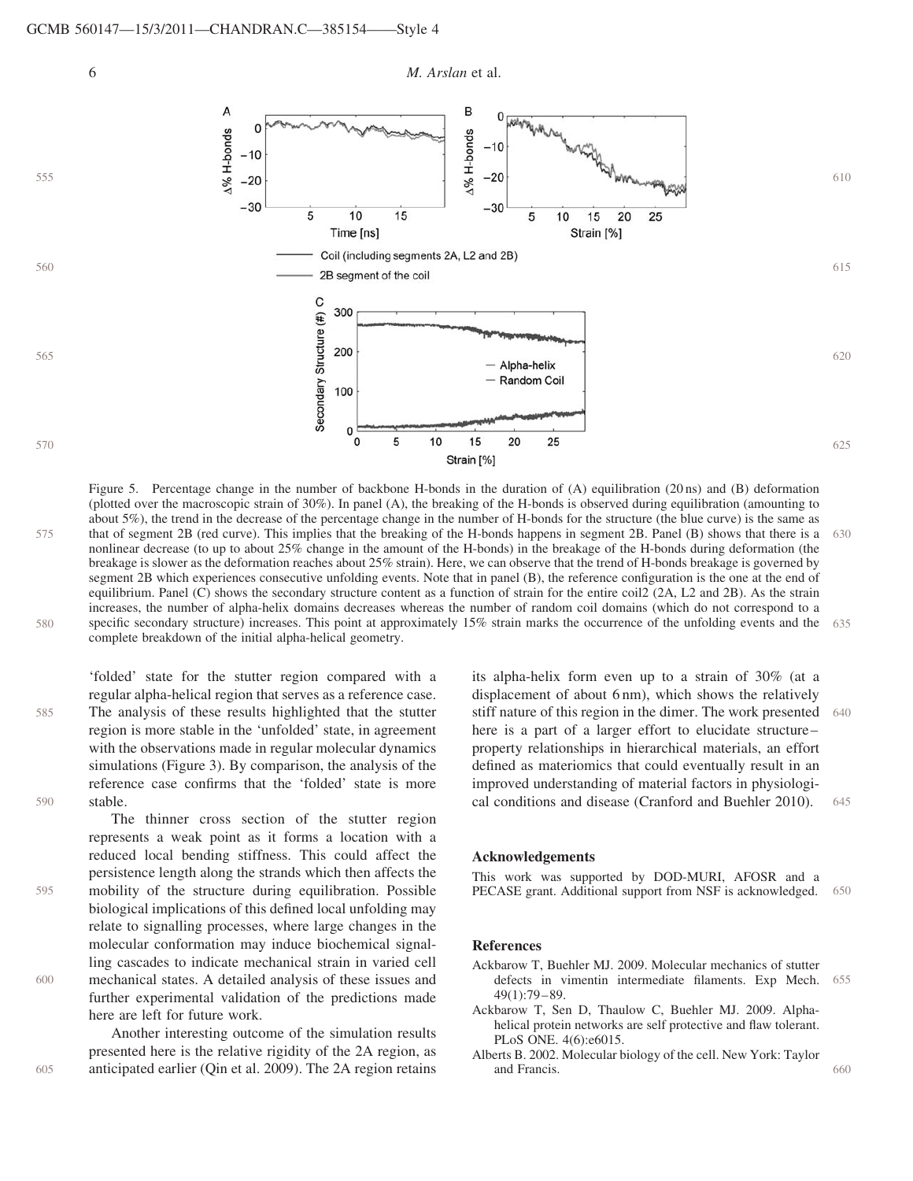Figure 5. Percentage change in the number of backbone H-bonds in the duration of (A) equilibration (20 ns) and (B) deformation (plotted over the macroscopic strain of 30%). In panel (A), the breaking of the H-bonds is observed during equilibration (amounting to about 5%), the trend in the decrease of the percentage change in the number of H-bonds for the structure (the blue curve) is the same as that of segment 2B (red curve). This implies that the breaking of the H-bonds happens in segment 2B. Panel (B) shows that there is a nonlinear decrease (to up to about 25% change in the amount of the H-bonds) in the breakage of the H-bonds during deformation (the breakage is slower as the deformation reaches about 25% strain). Here, we can observe that the trend of H-bonds breakage is governed by segment 2B which experiences consecutive unfolding events. Note that in panel (B), the reference configuration is the one at the end of equilibrium. Panel (C) shows the secondary structure content as a function of strain for the entire coil2 (2A, L2 and 2B). As the strain increases, the number of alpha-helix domains decreases whereas the number of random coil domains (which do not correspond to a specific secondary structure) increases. This point at approximately 15% strain marks the occurrence of the unfolding events and the complete breakdown of the initial alpha-helical geometry.

'folded' state for the stutter region compared with a regular alpha-helical region that serves as a reference case. The analysis of these results highlighted that the stutter region is more stable in the 'unfolded' state, in agreement with the observations made in regular molecular dynamics simulations (Figure 3). By comparison, the analysis of the reference case confirms that the 'folded' state is more stable.

The thinner cross section of the stutter region represents a weak point as it forms a location with a reduced local bending stiffness. This could affect the persistence length along the strands which then affects the mobility of the structure during equilibration. Possible biological implications of this defined local unfolding may relate to signalling processes, where large changes in the molecular conformation may induce biochemical signalling cascades to indicate mechanical strain in varied cell mechanical states. A detailed analysis of these issues and further experimental validation of the predictions made here are left for future work.

Another interesting outcome of the simulation results presented here is the relative rigidity of the 2A region, as anticipated earlier (Qin et al. 2009). The 2A region retains its alpha-helix form even up to a strain of 30% (at a displacement of about 6 nm), which shows the relatively stiff nature of this region in the dimer. The work presented here is a part of a larger effort to elucidate structure–property relationships in hierarchical materials, an effort defined as materiomics that could eventually result in an improved understanding of material factors in physiological conditions and disease (Cranford and Buehler 2010).

## Acknowledgements

This work was supported by DOD-MURI, AFOSR and a PECASE grant. Additional support from NSF is acknowledged.

## References

Ackbarow T, Buehler MJ. 2009. Molecular mechanics of stutter defects in vimentin intermediate filaments. Exp Mech. 49(1):79–89.

Ackbarow T, Sen D, Thaulow C, Buehler MJ. 2009. Alpha-helical protein networks are self protective and flaw tolerant. PLoS ONE. 4(6):e6015.

Alberts B. 2002. Molecular biology of the cell. New York: Taylor and Francis.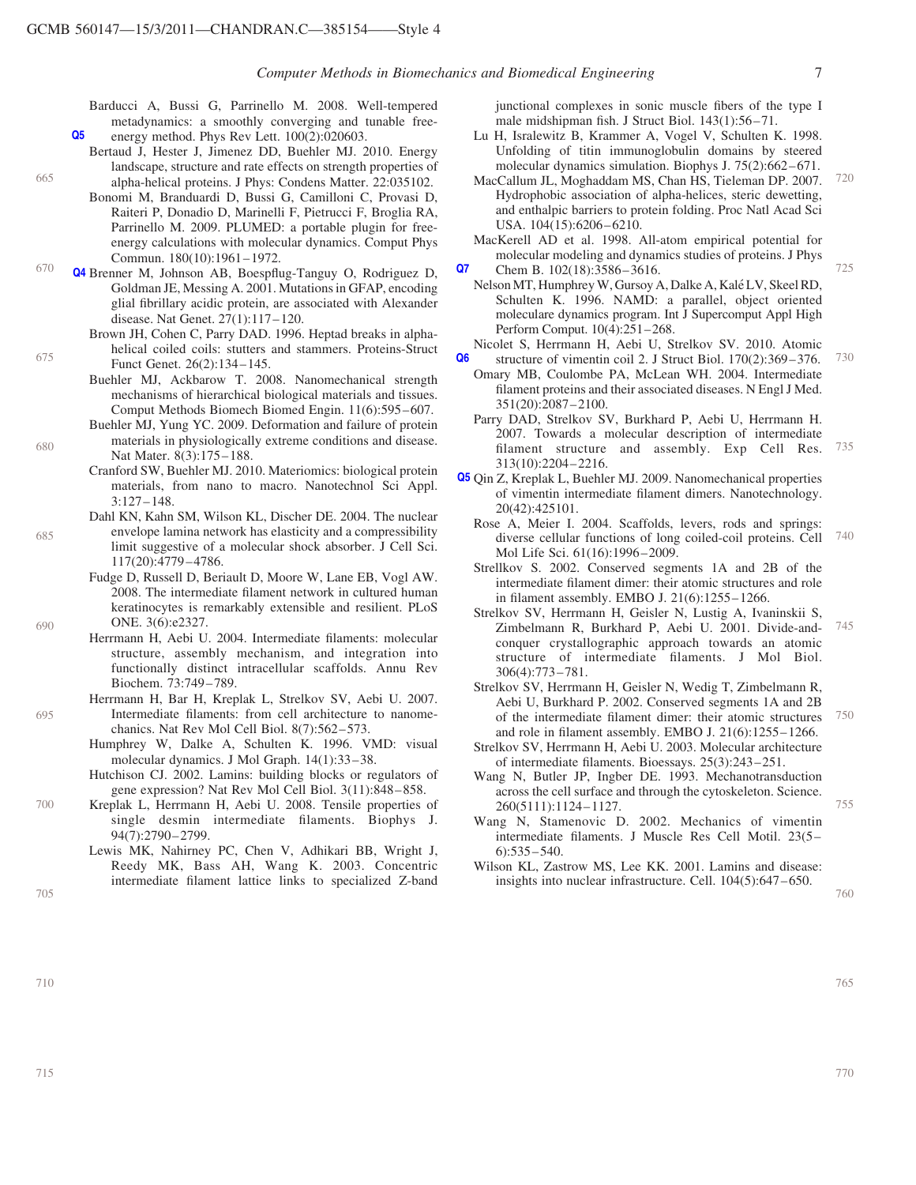Barducci A, Bussi G, Parrinello M. 2008. Well-tempered metadynamics: a smoothly converging and tunable free-energy method. Phys Rev Lett. 100(2):020603.

Bertaud J, Hester J, Jimenez DD, Buehler MJ. 2010. Energy landscape, structure and rate effects on strength properties of alpha-helical proteins. J Phys: Condens Matter. 22:035102.

Bonomi M, Branduardi D, Bussi G, Camilloni C, Provasi D, Raiteri P, Donadio D, Marinelli F, Pietrucci F, Broglia RA, Parrinello M. 2009. PLUMED: a portable plugin for free-energy calculations with molecular dynamics. Comput Phys Commun. 180(10):1961–1972.

Brenner M, Johnson AB, Boespflug-Tanguy O, Rodriguez D, Goldman JE, Messing A. 2001. Mutations in GFAP, encoding glial fibrillary acidic protein, are associated with Alexander disease. Nat Genet. 27(1):117–120.

Brown JH, Cohen C, Parry DAD. 1996. Heptad breaks in alpha-helical coiled coils: stutters and stammers. Proteins-Struct Funct Genet. 26(2):134–145.

Buehler MJ, Ackbarow T. 2008. Nanomechanical strength mechanisms of hierarchical biological materials and tissues. Comput Methods Biomech Biomed Engin. 11(6):595–607.

Buehler MJ, Yung YC. 2009. Deformation and failure of protein materials in physiologically extreme conditions and disease. Nat Mater. 8(3):175–188.

Cranford SW, Buehler MJ. 2010. Materiomics: biological protein materials, from nano to macro. Nanotechnol Sci Appl. 3:127–148.

Dahl KN, Kahn SM, Wilson KL, Discher DE. 2004. The nuclear envelope lamina network has elasticity and a compressibility limit suggestive of a molecular shock absorber. J Cell Sci. 117(20):4779–4786.

Fudge D, Russell D, Beriault D, Moore W, Lane EB, Vogl AW. 2008. The intermediate filament network in cultured human keratinocytes is remarkably extensible and resilient. PLoS ONE. 3(6):e2327.

Herrmann H, Aebi U. 2004. Intermediate filaments: molecular structure, assembly mechanism, and integration into functionally distinct intracellular scaffolds. Annu Rev Biochem. 73:749–789.

Herrmann H, Bar H, Kreplak L, Strelkov SV, Aebi U. 2007. Intermediate filaments: from cell architecture to nanomechanics. Nat Rev Mol Cell Biol. 8(7):562–573.

Humphrey W, Dalke A, Schulten K. 1996. VMD: visual molecular dynamics. J Mol Graph. 14(1):33–38.

Hutchison CJ. 2002. Lamins: building blocks or regulators of gene expression? Nat Rev Mol Cell Biol. 3(11):848–858.

Kreplak L, Herrmann H, Aebi U. 2008. Tensile properties of single desmin intermediate filaments. Biophys J. 94(7):2790–2799.

Lewis MK, Nahirney PC, Chen V, Adhikari BB, Wright J, Reedy MK, Bass AH, Wang K. 2003. Concentric intermediate filament lattice links to specialized Z-band junctional complexes in sonic muscle fibers of the type I male midshipman fish. J Struct Biol. 143(1):56–71.

Lu H, Isralewitz B, Krammer A, Vogel V, Schulten K. 1998. Unfolding of titin immunoglobulin domains by steered molecular dynamics simulation. Biophys J. 75(2):662–671.

MacCallum JL, Moghaddam MS, Chan HS, Tieleman DP. 2007. Hydrophobic association of alpha-helices, steric dewetting, and enthalpic barriers to protein folding. Proc Natl Acad Sci USA. 104(15):6206–6210.

MacKerell AD et al. 1998. All-atom empirical potential for molecular modeling and dynamics studies of proteins. J Phys Chem B. 102(18):3586–3616.

Nelson MT, Humphrey W, Gursoy A, Dalke A, Kalé LV, Skeel RD, Schulten K. 1996. NAMD: a parallel, object oriented moleculare dynamics program. Int J Supercomput Appl High Perform Comput. 10(4):251–268.

Nicolet S, Herrmann H, Aebi U, Strelkov SV. 2010. Atomic structure of vimentin coil 2. J Struct Biol. 170(2):369–376.

Omary MB, Coulombe PA, McLean WH. 2004. Intermediate filament proteins and their associated diseases. N Engl J Med. 351(20):2087–2100.

Parry DAD, Strelkov SV, Burkhard P, Aebi U, Herrmann H. 2007. Towards a molecular description of intermediate filament structure and assembly. Exp Cell Res. 313(10):2204–2216.

Qin Z, Kreplak L, Buehler MJ. 2009. Nanomechanical properties of vimentin intermediate filament dimers. Nanotechnology. 20(42):425101.

Rose A, Meier I. 2004. Scaffolds, levers, rods and springs: diverse cellular functions of long coiled-coil proteins. Cell Mol Life Sci. 61(16):1996–2009.

Strellkov S. 2002. Conserved segments 1A and 2B of the intermediate filament dimer: their atomic structures and role in filament assembly. EMBO J. 21(6):1255–1266.

Strelkov SV, Herrmann H, Geisler N, Lustig A, Ivaninskii S, Zimbelmann R, Burkhard P, Aebi U. 2001. Divide-and-conquer crystallographic approach towards an atomic structure of intermediate filaments. J Mol Biol. 306(4):773–781.

Strelkov SV, Herrmann H, Geisler N, Wedig T, Zimbelmann R, Aebi U, Burkhard P. 2002. Conserved segments 1A and 2B of the intermediate filament dimer: their atomic structures and role in filament assembly. EMBO J. 21(6):1255–1266.

Strelkov SV, Herrmann H, Aebi U. 2003. Molecular architecture of intermediate filaments. Bioessays. 25(3):243–251.

Wang N, Butler JP, Ingber DE. 1993. Mechanotransduction across the cell surface and through the cytoskeleton. Science. 260(5111):1124–1127.

Wang N, Stamenovic D. 2002. Mechanics of vimentin intermediate filaments. J Muscle Res Cell Motil. 23(5–6):535–540.

Wilson KL, Zastrow MS, Lee KK. 2001. Lamins and disease: insights into nuclear infrastructure. Cell. 104(5):647–650.